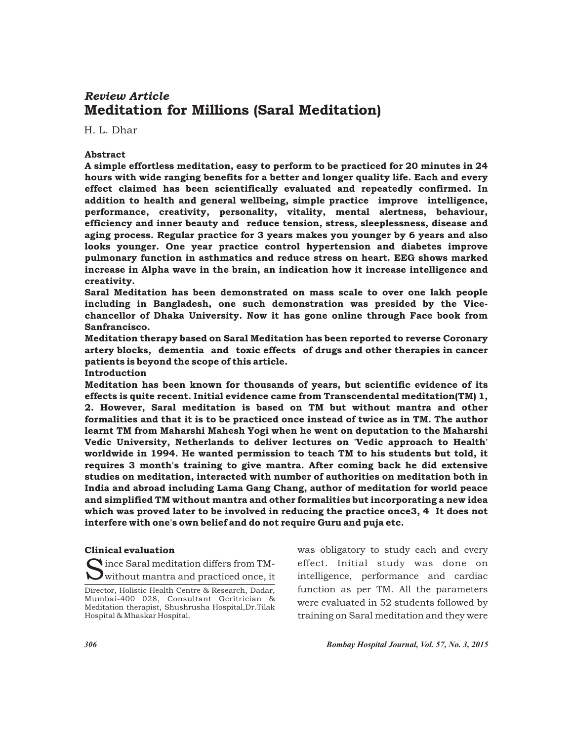*Review Article*

# Meditation for Millions (Saral Meditation)

H. L. Dhar

## Abstract

**A simple effortless meditation, easy to perform to be practiced for 20 minutes in 24 hours with wide ranging benefits for a better and longer quality life. Each and every effect claimed has been scientifically evaluated and repeatedly confirmed. In addition to health and general wellbeing, simple practice improve intelligence, performance, creativity, personality, vitality, mental alertness, behaviour, efficiency and inner beauty and reduce tension, stress, sleeplessness, disease and aging process. Regular practice for 3 years makes you younger by 6 years and also looks younger. One year practice control hypertension and diabetes improve pulmonary function in asthmatics and reduce stress on heart. EEG shows marked increase in Alpha wave in the brain, an indication how it increase intelligence and creativity.**

**Saral Meditation has been demonstrated on mass scale to over one lakh people including in Bangladesh, one such demonstration was presided by the Vice-chancellor of Dhaka University. Now it has gone online through Face book from Sanfrancisco.**

**Meditation therapy based on Saral Meditation has been reported to reverse Coronary artery blocks, dementia and toxic effects of drugs and other therapies in cancer patients is beyond the scope of this article.**

## Introduction

**Meditation has been known for thousands of years, but scientific evidence of its effects is quite recent. Initial evidence came from Transcendental meditation(TM) 1, 2. However, Saral meditation is based on TM but without mantra and other formalities and that it is to be practiced once instead of twice as in TM. The author learnt TM from Maharshi Mahesh Yogi when he went on deputation to the Maharshi Vedic University, Netherlands to deliver lectures on 'Vedic approach to Health' worldwide in 1994. He wanted permission to teach TM to his students but told, it requires 3 month's training to give mantra. After coming back he did extensive studies on meditation, interacted with number of authorities on meditation both in India and abroad including Lama Gang Chang, author of meditation for world peace and simplified TM without mantra and other formalities but incorporating a new idea which was proved later to be involved in reducing the practice once3, 4 It does not interfere with one's own belief and do not require Guru and puja etc.**

## Clinical evaluation

Since Saral meditation differs from TM-without mantra and practiced once, it was obligatory to study each and every effect. Initial study was done on intelligence, performance and cardiac function as per TM. All the parameters were evaluated in 52 students followed by training on Saral meditation and they were

Director, Holistic Health Centre & Research, Dadar, Mumbai-400 028, Consultant Geritrician & Meditation therapist, Shushrusha Hospital,Dr.Tilak Hospital & Mhaskar Hospital.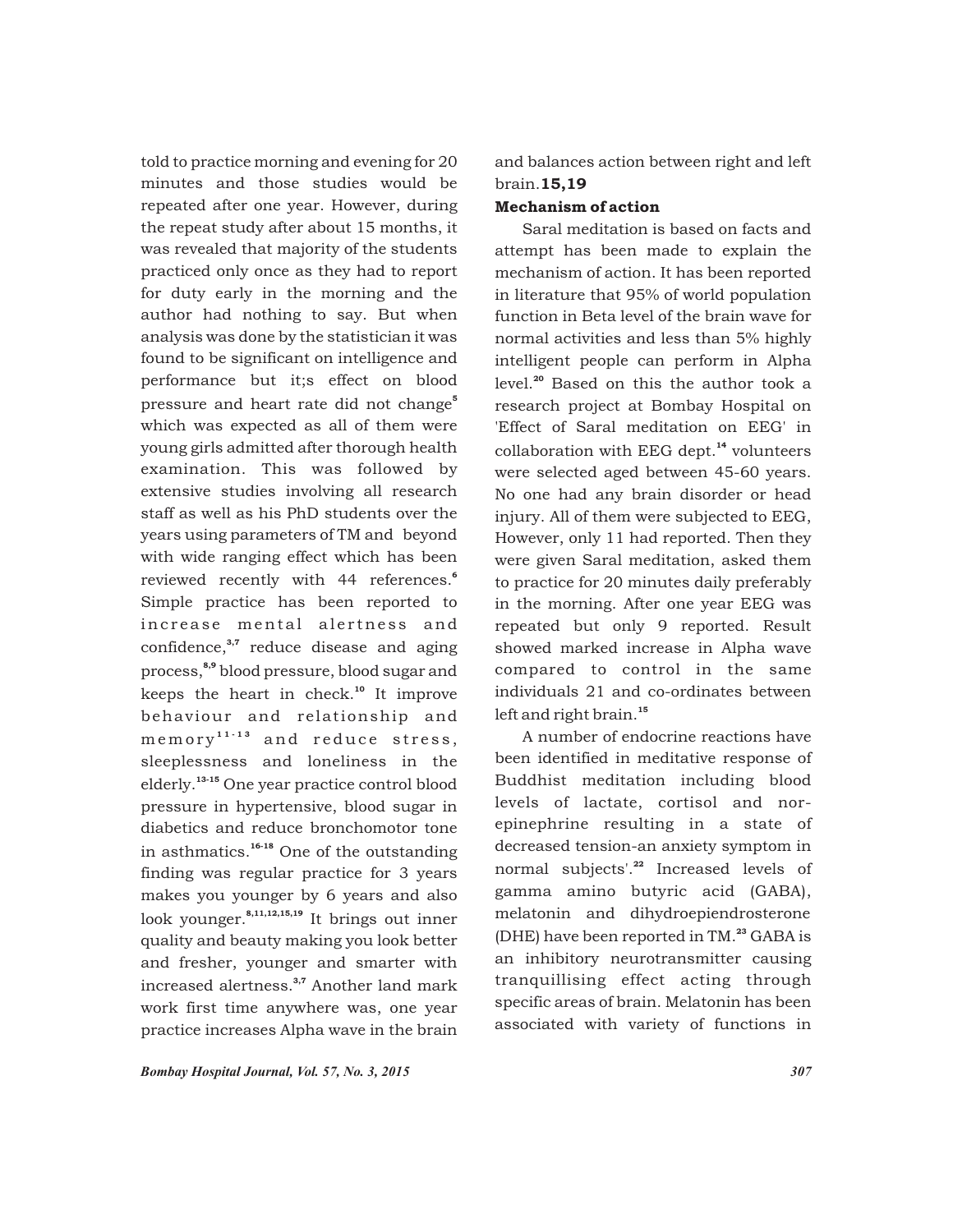told to practice morning and evening for 20 minutes and those studies would be repeated after one year. However, during the repeat study after about 15 months, it was revealed that majority of the students practiced only once as they had to report for duty early in the morning and the author had nothing to say. But when analysis was done by the statistician it was found to be significant on intelligence and performance but it;s effect on blood pressure and heart rate did not change[5] which was expected as all of them were young girls admitted after thorough health examination. This was followed by extensive studies involving all research staff as well as his PhD students over the years using parameters of TM and beyond with wide ranging effect which has been reviewed recently with 44 references.[6] Simple practice has been reported to increase mental alertness and confidence,[3,7] reduce disease and aging process,[8,9] blood pressure, blood sugar and keeps the heart in check.[10] It improve behaviour and relationship and memory[11-13] and reduce stress, sleeplessness and loneliness in the elderly.[13-15] One year practice control blood pressure in hypertensive, blood sugar in diabetics and reduce bronchomotor tone in asthmatics.[16-18] One of the outstanding finding was regular practice for 3 years makes you younger by 6 years and also look younger.[8,11,12,15,19] It brings out inner quality and beauty making you look better and fresher, younger and smarter with increased alertness.[3,7] Another land mark work first time anywhere was, one year practice increases Alpha wave in the brain and balances action between right and left brain.**15,19**

**Mechanism of action**

Saral meditation is based on facts and attempt has been made to explain the mechanism of action. It has been reported in literature that 95% of world population function in Beta level of the brain wave for normal activities and less than 5% highly intelligent people can perform in Alpha level.[20] Based on this the author took a research project at Bombay Hospital on 'Effect of Saral meditation on EEG' in collaboration with EEG dept.[14] volunteers were selected aged between 45-60 years. No one had any brain disorder or head injury. All of them were subjected to EEG, However, only 11 had reported. Then they were given Saral meditation, asked them to practice for 20 minutes daily preferably in the morning. After one year EEG was repeated but only 9 reported. Result showed marked increase in Alpha wave compared to control in the same individuals 21 and co-ordinates between left and right brain.[15]

A number of endocrine reactions have been identified in meditative response of Buddhist meditation including blood levels of lactate, cortisol and nor-epinephrine resulting in a state of decreased tension-an anxiety symptom in normal subjects'.[22] Increased levels of gamma amino butyric acid (GABA), melatonin and dihydroepiendrosterone (DHE) have been reported in TM.[23] GABA is an inhibitory neurotransmitter causing tranquillising effect acting through specific areas of brain. Melatonin has been associated with variety of functions in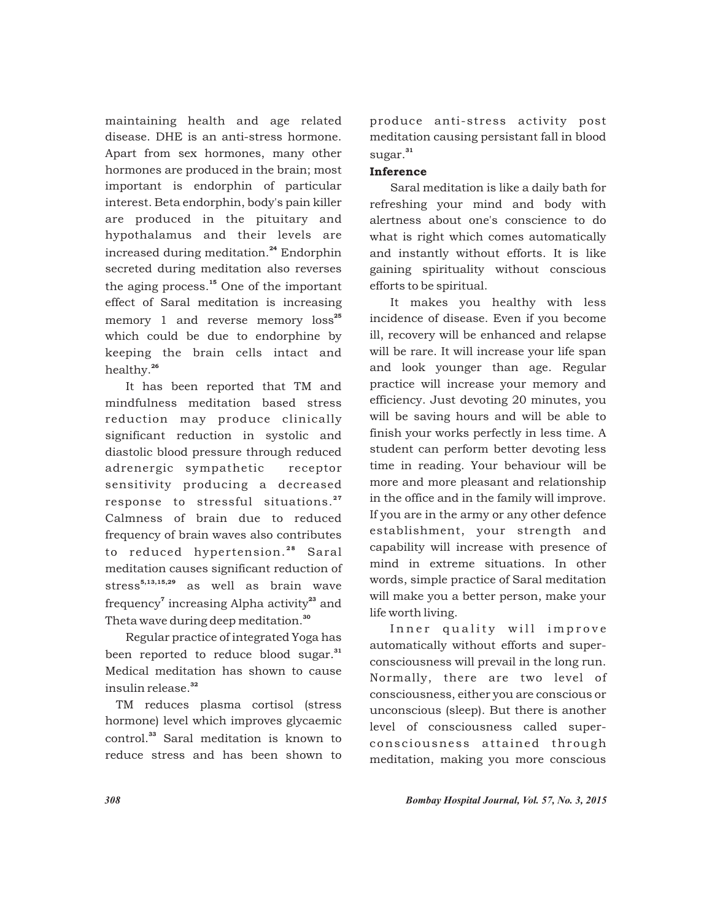maintaining health and age related disease. DHE is an anti-stress hormone. Apart from sex hormones, many other hormones are produced in the brain; most important is endorphin of particular interest. Beta endorphin, body's pain killer are produced in the pituitary and hypothalamus and their levels are increased during meditation.[24] Endorphin secreted during meditation also reverses the aging process.[15] One of the important effect of Saral meditation is increasing memory 1 and reverse memory loss[25] which could be due to endorphine by keeping the brain cells intact and healthy.[26]

It has been reported that TM and mindfulness meditation based stress reduction may produce clinically significant reduction in systolic and diastolic blood pressure through reduced adrenergic sympathetic receptor sensitivity producing a decreased response to stressful situations.[27] Calmness of brain due to reduced frequency of brain waves also contributes to reduced hypertension.[28] Saral meditation causes significant reduction of stress[5,13,15,29] as well as brain wave frequency[7] increasing Alpha activity[23] and Theta wave during deep meditation.[30]

Regular practice of integrated Yoga has been reported to reduce blood sugar.[31] Medical meditation has shown to cause insulin release.[32]

TM reduces plasma cortisol (stress hormone) level which improves glycaemic control.[33] Saral meditation is known to reduce stress and has been shown to produce anti-stress activity post meditation causing persistant fall in blood sugar.[31]

**Inference**

Saral meditation is like a daily bath for refreshing your mind and body with alertness about one's conscience to do what is right which comes automatically and instantly without efforts. It is like gaining spirituality without conscious efforts to be spiritual.

It makes you healthy with less incidence of disease. Even if you become ill, recovery will be enhanced and relapse will be rare. It will increase your life span and look younger than age. Regular practice will increase your memory and efficiency. Just devoting 20 minutes, you will be saving hours and will be able to finish your works perfectly in less time. A student can perform better devoting less time in reading. Your behaviour will be more and more pleasant and relationship in the office and in the family will improve. If you are in the army or any other defence establishment, your strength and capability will increase with presence of mind in extreme situations. In other words, simple practice of Saral meditation will make you a better person, make your life worth living.

Inner quality will improve automatically without efforts and super-consciousness will prevail in the long run. Normally, there are two level of consciousness, either you are conscious or unconscious (sleep). But there is another level of consciousness called super-consciousness attained through meditation, making you more conscious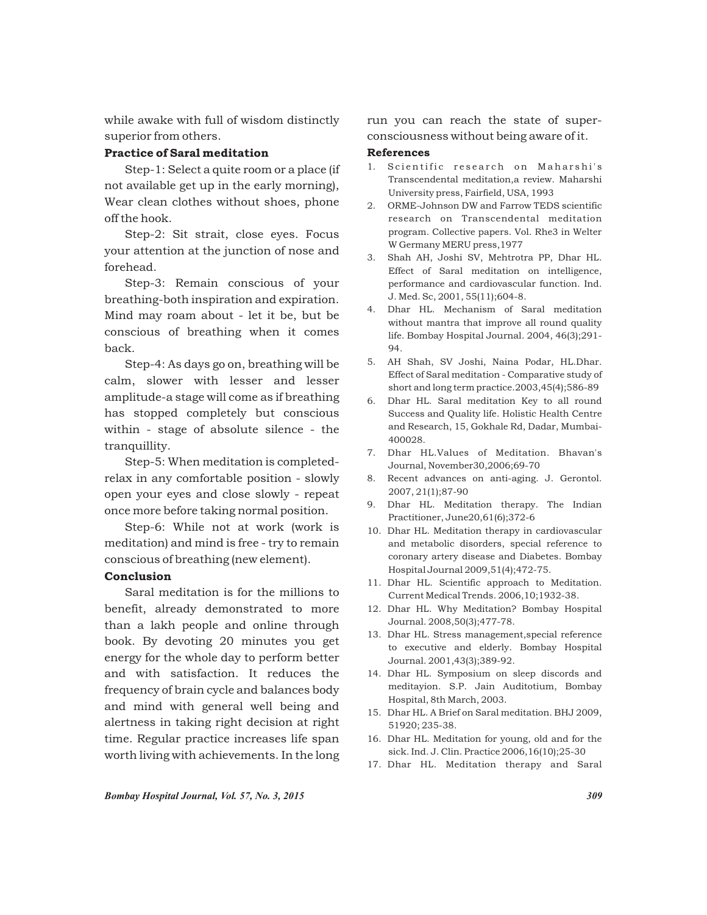while awake with full of wisdom distinctly superior from others.

### Practice of Saral meditation

Step-1: Select a quite room or a place (if not available get up in the early morning), Wear clean clothes without shoes, phone off the hook.

Step-2: Sit strait, close eyes. Focus your attention at the junction of nose and forehead.

Step-3: Remain conscious of your breathing-both inspiration and expiration. Mind may roam about - let it be, but be conscious of breathing when it comes back.

Step-4: As days go on, breathing will be calm, slower with lesser and lesser amplitude-a stage will come as if breathing has stopped completely but conscious within - stage of absolute silence - the tranquillity.

Step-5: When meditation is completed-relax in any comfortable position - slowly open your eyes and close slowly - repeat once more before taking normal position.

Step-6: While not at work (work is meditation) and mind is free - try to remain conscious of breathing (new element).

### Conclusion

Saral meditation is for the millions to benefit, already demonstrated to more than a lakh people and online through book. By devoting 20 minutes you get energy for the whole day to perform better and with satisfaction. It reduces the frequency of brain cycle and balances body and mind with general well being and alertness in taking right decision at right time. Regular practice increases life span worth living with achievements. In the long run you can reach the state of super-consciousness without being aware of it.

### References

1. Scientific research on Maharshi's Transcendental meditation,a review. Maharshi University press, Fairfield, USA, 1993
2. ORME-Johnson DW and Farrow TEDS scientific research on Transcendental meditation program. Collective papers. Vol. Rhe3 in Welter W Germany MERU press,1977
3. Shah AH, Joshi SV, Mehtrotra PP, Dhar HL. Effect of Saral meditation on intelligence, performance and cardiovascular function. Ind. J. Med. Sc, 2001, 55(11);604-8.
4. Dhar HL. Mechanism of Saral meditation without mantra that improve all round quality life. Bombay Hospital Journal. 2004, 46(3);291-94.
5. AH Shah, SV Joshi, Naina Podar, HL.Dhar. Effect of Saral meditation - Comparative study of short and long term practice.2003,45(4);586-89
6. Dhar HL. Saral meditation Key to all round Success and Quality life. Holistic Health Centre and Research, 15, Gokhale Rd, Dadar, Mumbai-400028.
7. Dhar HL.Values of Meditation. Bhavan's Journal, November30,2006;69-70
8. Recent advances on anti-aging. J. Gerontol. 2007, 21(1);87-90
9. Dhar HL. Meditation therapy. The Indian Practitioner, June20,61(6);372-6
10. Dhar HL. Meditation therapy in cardiovascular and metabolic disorders, special reference to coronary artery disease and Diabetes. Bombay Hospital Journal 2009,51(4);472-75.
11. Dhar HL. Scientific approach to Meditation. Current Medical Trends. 2006,10;1932-38.
12. Dhar HL. Why Meditation? Bombay Hospital Journal. 2008,50(3);477-78.
13. Dhar HL. Stress management,special reference to executive and elderly. Bombay Hospital Journal. 2001,43(3);389-92.
14. Dhar HL. Symposium on sleep discords and meditayion. S.P. Jain Auditotium, Bombay Hospital, 8th March, 2003.
15. Dhar HL. A Brief on Saral meditation. BHJ 2009, 51920; 235-38.
16. Dhar HL. Meditation for young, old and for the sick. Ind. J. Clin. Practice 2006,16(10);25-30
17. Dhar HL. Meditation therapy and Saral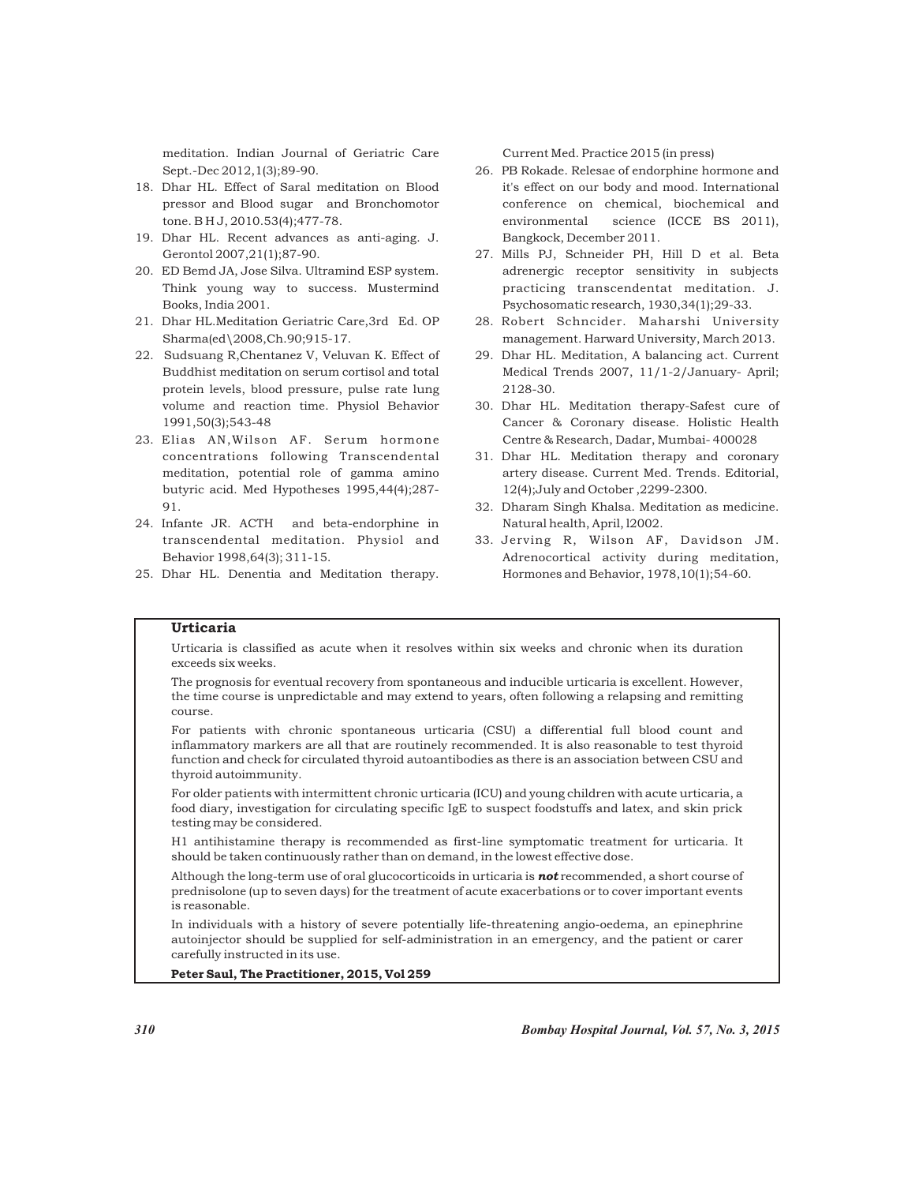meditation. Indian Journal of Geriatric Care Sept.-Dec 2012,1(3);89-90.

18. Dhar HL. Effect of Saral meditation on Blood pressor and Blood sugar and Bronchomotor tone. B H J, 2010.53(4);477-78.
19. Dhar HL. Recent advances as anti-aging. J. Gerontol 2007,21(1);87-90.
20. ED Bemd JA, Jose Silva. Ultramind ESP system. Think young way to success. Mustermind Books, India 2001.
21. Dhar HL.Meditation Geriatric Care,3rd Ed. OP Sharma(ed\2008,Ch.90;915-17.
22. Sudsuang R,Chentanez V, Veluvan K. Effect of Buddhist meditation on serum cortisol and total protein levels, blood pressure, pulse rate lung volume and reaction time. Physiol Behavior 1991,50(3);543-48
23. Elias AN,Wilson AF. Serum hormone concentrations following Transcendental meditation, potential role of gamma amino butyric acid. Med Hypotheses 1995,44(4);287-91.
24. Infante JR. ACTH and beta-endorphine in transcendental meditation. Physiol and Behavior 1998,64(3); 311-15.
25. Dhar HL. Denentia and Meditation therapy. Current Med. Practice 2015 (in press)
26. PB Rokade. Relesae of endorphine hormone and it's effect on our body and mood. International conference on chemical, biochemical and environmental science (ICCE BS 2011), Bangkock, December 2011.
27. Mills PJ, Schneider PH, Hill D et al. Beta adrenergic receptor sensitivity in subjects practicing transcendentat meditation. J. Psychosomatic research, 1930,34(1);29-33.
28. Robert Schncider. Maharshi University management. Harward University, March 2013.
29. Dhar HL. Meditation, A balancing act. Current Medical Trends 2007, 11/1-2/January- April; 2128-30.
30. Dhar HL. Meditation therapy-Safest cure of Cancer & Coronary disease. Holistic Health Centre & Research, Dadar, Mumbai- 400028
31. Dhar HL. Meditation therapy and coronary artery disease. Current Med. Trends. Editorial, 12(4);July and October ,2299-2300.
32. Dharam Singh Khalsa. Meditation as medicine. Natural health, April, l2002.
33. Jerving R, Wilson AF, Davidson JM. Adrenocortical activity during meditation, Hormones and Behavior, 1978,10(1);54-60.

**Urticaria**

Urticaria is classified as acute when it resolves within six weeks and chronic when its duration exceeds six weeks.

The prognosis for eventual recovery from spontaneous and inducible urticaria is excellent. However, the time course is unpredictable and may extend to years, often following a relapsing and remitting course.

For patients with chronic spontaneous urticaria (CSU) a differential full blood count and inflammatory markers are all that are routinely recommended. It is also reasonable to test thyroid function and check for circulated thyroid autoantibodies as there is an association between CSU and thyroid autoimmunity.

For older patients with intermittent chronic urticaria (ICU) and young children with acute urticaria, a food diary, investigation for circulating specific IgE to suspect foodstuffs and latex, and skin prick testing may be considered.

H1 antihistamine therapy is recommended as first-line symptomatic treatment for urticaria. It should be taken continuously rather than on demand, in the lowest effective dose.

Although the long-term use of oral glucocorticoids in urticaria is ***not*** recommended, a short course of prednisolone (up to seven days) for the treatment of acute exacerbations or to cover important events is reasonable.

In individuals with a history of severe potentially life-threatening angio-oedema, an epinephrine autoinjector should be supplied for self-administration in an emergency, and the patient or carer carefully instructed in its use.

**Peter Saul, The Practitioner, 2015, Vol 259**